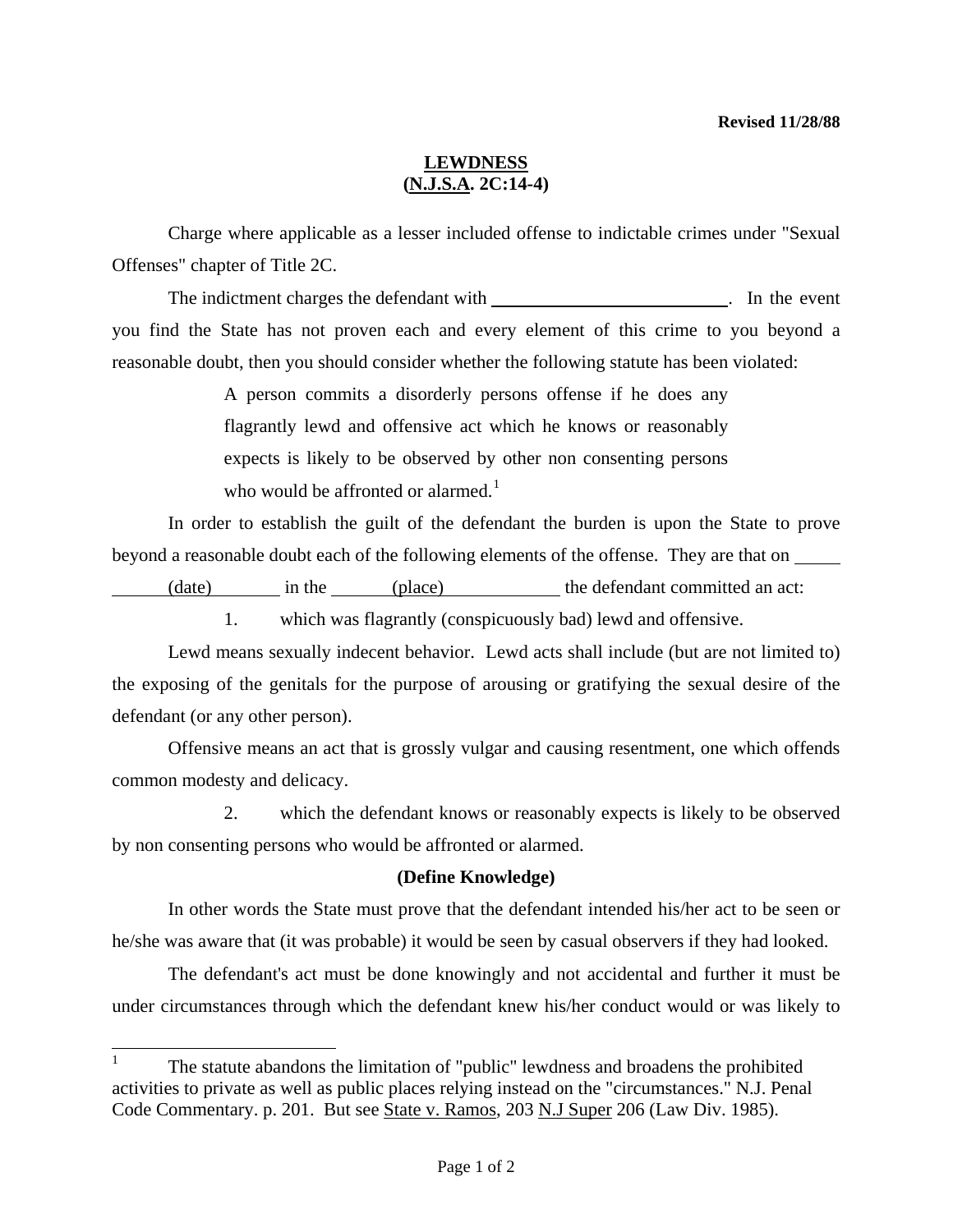**Revised 11/28/88**

# LEWDNESS
## (N.J.S.A. 2C:14-4)

Charge where applicable as a lesser included offense to indictable crimes under "Sexual Offenses" chapter of Title 2C.

The indictment charges the defendant with ____________________________. In the event you find the State has not proven each and every element of this crime to you beyond a reasonable doubt, then you should consider whether the following statute has been violated:

> A person commits a disorderly persons offense if he does any flagrantly lewd and offensive act which he knows or reasonably expects is likely to be observed by other non consenting persons who would be affronted or alarmed.[1]

In order to establish the guilt of the defendant the burden is upon the State to prove beyond a reasonable doubt each of the following elements of the offense. They are that on ______ (date) ______ in the ______ (place) ______ the defendant committed an act:

1. which was flagrantly (conspicuously bad) lewd and offensive.

Lewd means sexually indecent behavior. Lewd acts shall include (but are not limited to) the exposing of the genitals for the purpose of arousing or gratifying the sexual desire of the defendant (or any other person).

Offensive means an act that is grossly vulgar and causing resentment, one which offends common modesty and delicacy.

2. which the defendant knows or reasonably expects is likely to be observed by non consenting persons who would be affronted or alarmed.

**(Define Knowledge)**

In other words the State must prove that the defendant intended his/her act to be seen or he/she was aware that (it was probable) it would be seen by casual observers if they had looked.

The defendant's act must be done knowingly and not accidental and further it must be under circumstances through which the defendant knew his/her conduct would or was likely to

---

[1] The statute abandons the limitation of "public" lewdness and broadens the prohibited activities to private as well as public places relying instead on the "circumstances." N.J. Penal Code Commentary. p. 201. But see State v. Ramos, 203 N.J Super 206 (Law Div. 1985).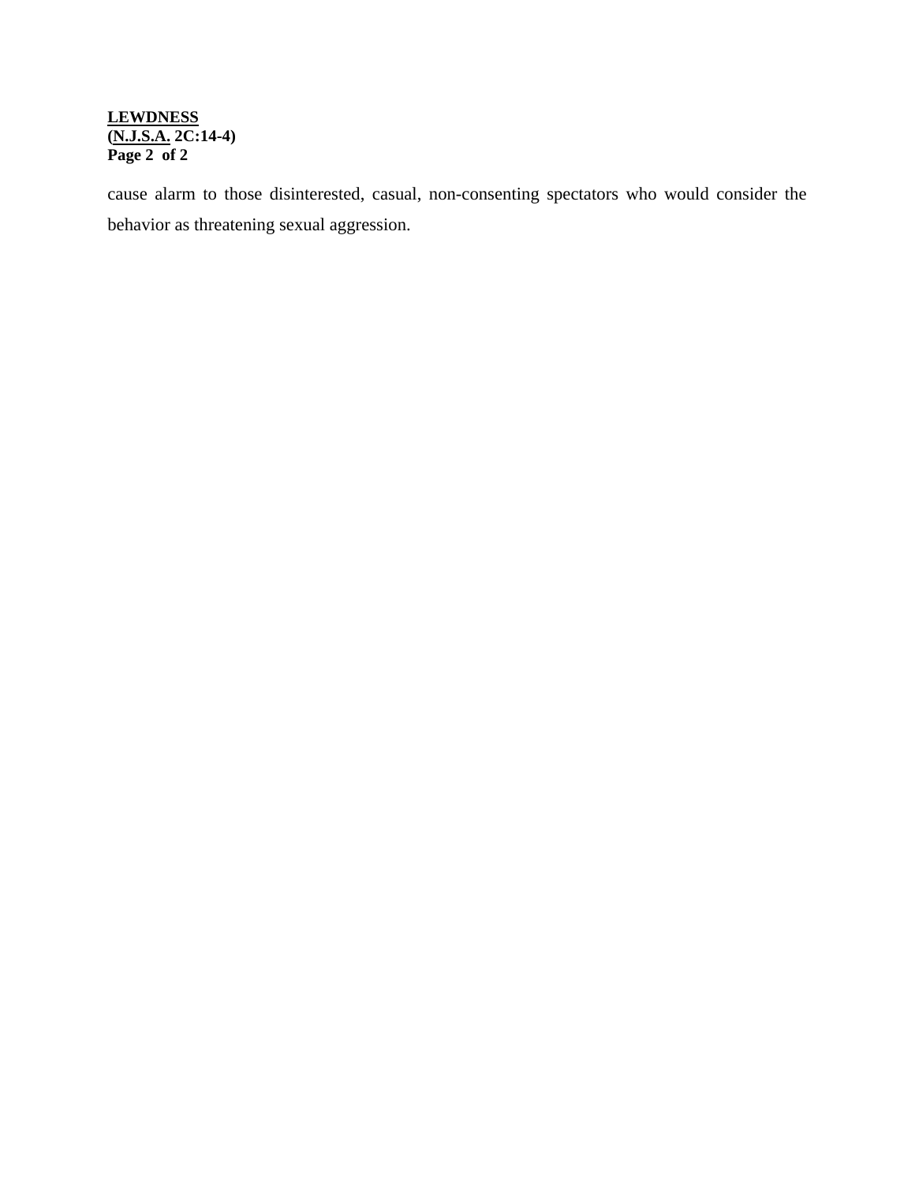cause alarm to those disinterested, casual, non-consenting spectators who would consider the behavior as threatening sexual aggression.